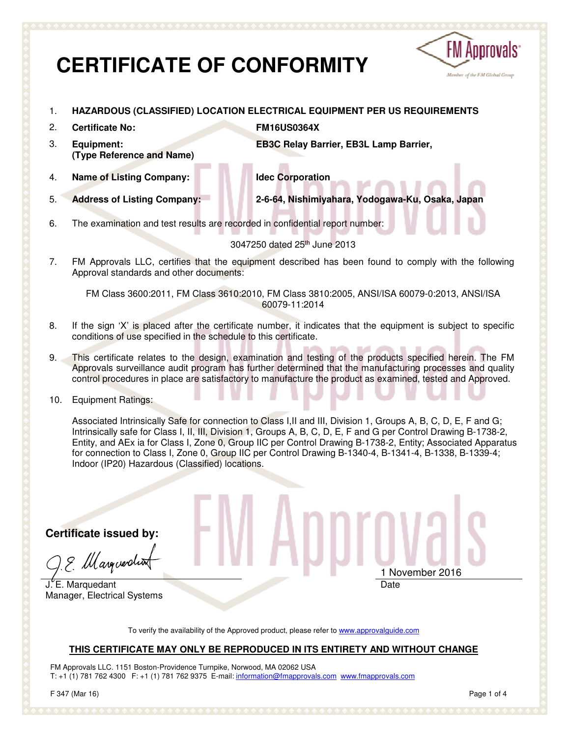# CERTIFICATE OF CONFORMITY

1. **HAZARDOUS (CLASSIFIED) LOCATION ELECTRICAL EQUIPMENT PER US REQUIREMENTS**
2. **Certificate No:** **FM16US0364X**
3. **Equipment: (Type Reference and Name)** **EB3C Relay Barrier, EB3L Lamp Barrier,**
4. **Name of Listing Company:** **Idec Corporation**
5. **Address of Listing Company:** **2-6-64, Nishimiyahara, Yodogawa-Ku, Osaka, Japan**
6. The examination and test results are recorded in confidential report number:

   3047250 dated 25th June 2013

7. FM Approvals LLC, certifies that the equipment described has been found to comply with the following Approval standards and other documents:

   FM Class 3600:2011, FM Class 3610:2010, FM Class 3810:2005, ANSI/ISA 60079-0:2013, ANSI/ISA 60079-11:2014

8. If the sign 'X' is placed after the certificate number, it indicates that the equipment is subject to specific conditions of use specified in the schedule to this certificate.
9. This certificate relates to the design, examination and testing of the products specified herein. The FM Approvals surveillance audit program has further determined that the manufacturing processes and quality control procedures in place are satisfactory to manufacture the product as examined, tested and Approved.
10. Equipment Ratings:

    Associated Intrinsically Safe for connection to Class I,II and III, Division 1, Groups A, B, C, D, E, F and G; Intrinsically safe for Class I, II, III, Division 1, Groups A, B, C, D, E, F and G per Control Drawing B-1738-2, Entity, and AEx ia for Class I, Zone 0, Group IIC per Control Drawing B-1738-2, Entity; Associated Apparatus for connection to Class I, Zone 0, Group IIC per Control Drawing B-1340-4, B-1341-4, B-1338, B-1339-4; Indoor (IP20) Hazardous (Classified) locations.

**Certificate issued by:**

J. E. Marquedant
Manager, Electrical Systems

1 November 2016
Date

To verify the availability of the Approved product, please refer to www.approvalguide.com

**THIS CERTIFICATE MAY ONLY BE REPRODUCED IN ITS ENTIRETY AND WITHOUT CHANGE**

FM Approvals LLC. 1151 Boston-Providence Turnpike, Norwood, MA 02062 USA
T: +1 (1) 781 762 4300 F: +1 (1) 781 762 9375 E-mail: information@fmapprovals.com www.fmapprovals.com

F 347 (Mar 16)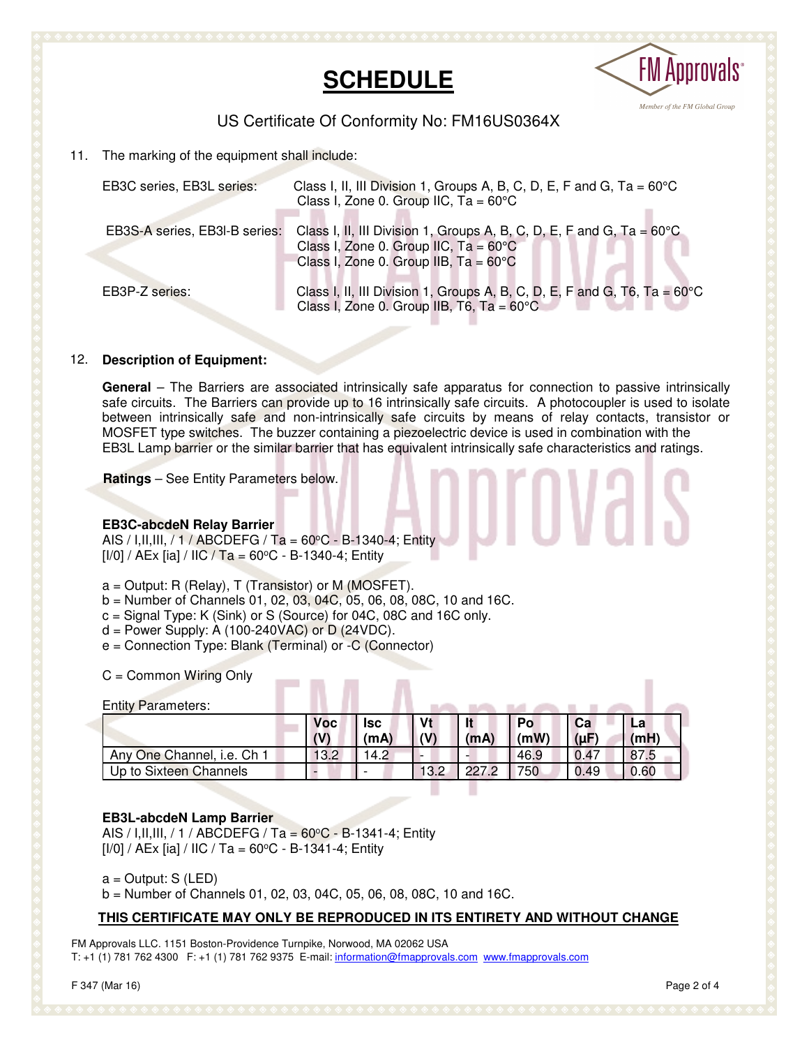# SCHEDULE

US Certificate Of Conformity No: FM16US0364X

11. The marking of the equipment shall include:

| | |
|---|---|
| EB3C series, EB3L series: | Class I, II, III Division 1, Groups A, B, C, D, E, F and G, Ta = 60°C<br>Class I, Zone 0. Group IIC, Ta = 60°C |
| EB3S-A series, EB3I-B series: | Class I, II, III Division 1, Groups A, B, C, D, E, F and G, Ta = 60°C<br>Class I, Zone 0. Group IIC, Ta = 60°C<br>Class I, Zone 0. Group IIB, Ta = 60°C |
| EB3P-Z series: | Class I, II, III Division 1, Groups A, B, C, D, E, F and G, T6, Ta = 60°C<br>Class I, Zone 0. Group IIB, T6, Ta = 60°C |

12. **Description of Equipment:**

**General** – The Barriers are associated intrinsically safe apparatus for connection to passive intrinsically safe circuits. The Barriers can provide up to 16 intrinsically safe circuits. A photocoupler is used to isolate between intrinsically safe and non-intrinsically safe circuits by means of relay contacts, transistor or MOSFET type switches. The buzzer containing a piezoelectric device is used in combination with the EB3L Lamp barrier or the similar barrier that has equivalent intrinsically safe characteristics and ratings.

**Ratings** – See Entity Parameters below.

**EB3C-abcdeN Relay Barrier**
AIS / I,II,III, / 1 / ABCDEFG / Ta = 60°C - B-1340-4; Entity
[I/0] / AEx [ia] / IIC / Ta = 60°C - B-1340-4; Entity

a = Output: R (Relay), T (Transistor) or M (MOSFET).
b = Number of Channels 01, 02, 03, 04C, 05, 06, 08, 08C, 10 and 16C.
c = Signal Type: K (Sink) or S (Source) for 04C, 08C and 16C only.
d = Power Supply: A (100-240VAC) or D (24VDC).
e = Connection Type: Blank (Terminal) or -C (Connector)

C = Common Wiring Only

Entity Parameters:

| | Voc (V) | Isc (mA) | Vt (V) | It (mA) | Po (mW) | Ca (µF) | La (mH) |
|---|---|---|---|---|---|---|---|
| Any One Channel, i.e. Ch 1 | 13.2 | 14.2 | - | - | 46.9 | 0.47 | 87.5 |
| Up to Sixteen Channels | - | - | 13.2 | 227.2 | 750 | 0.49 | 0.60 |

**EB3L-abcdeN Lamp Barrier**
AIS / I,II,III, / 1 / ABCDEFG / Ta = 60°C - B-1341-4; Entity
[I/0] / AEx [ia] / IIC / Ta = 60°C - B-1341-4; Entity

a = Output: S (LED)
b = Number of Channels 01, 02, 03, 04C, 05, 06, 08, 08C, 10 and 16C.

**THIS CERTIFICATE MAY ONLY BE REPRODUCED IN ITS ENTIRETY AND WITHOUT CHANGE**

FM Approvals LLC. 1151 Boston-Providence Turnpike, Norwood, MA 02062 USA
T: +1 (1) 781 762 4300 F: +1 (1) 781 762 9375 E-mail: information@fmapprovals.com www.fmapprovals.com

F 347 (Mar 16)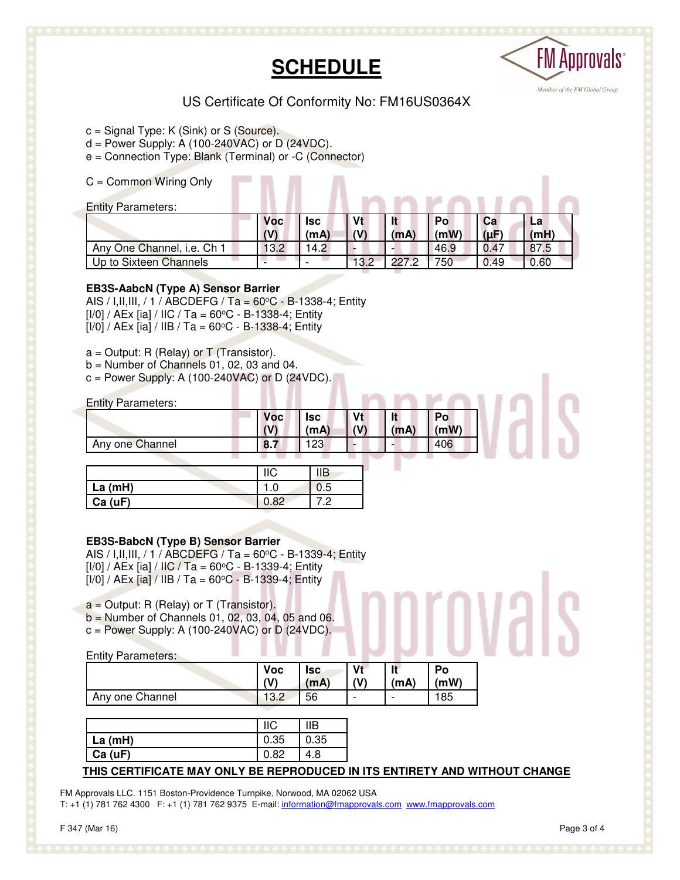# SCHEDULE

US Certificate Of Conformity No: FM16US0364X

c = Signal Type: K (Sink) or S (Source).
d = Power Supply: A (100-240VAC) or D (24VDC).
e = Connection Type: Blank (Terminal) or -C (Connector)

C = Common Wiring Only

Entity Parameters:

| | Voc (V) | Isc (mA) | Vt (V) | It (mA) | Po (mW) | Ca (µF) | La (mH) |
|---|---|---|---|---|---|---|---|
| Any One Channel, i.e. Ch 1 | 13.2 | 14.2 | - | - | 46.9 | 0.47 | 87.5 |
| Up to Sixteen Channels | - | - | 13.2 | 227.2 | 750 | 0.49 | 0.60 |

**EB3S-AabcN (Type A) Sensor Barrier**
AIS / I,II,III, / 1 / ABCDEFG / Ta = 60°C - B-1338-4; Entity
[I/0] / AEx [ia] / IIC / Ta = 60°C - B-1338-4; Entity
[I/0] / AEx [ia] / IIB / Ta = 60°C - B-1338-4; Entity

a = Output: R (Relay) or T (Transistor).
b = Number of Channels 01, 02, 03 and 04.
c = Power Supply: A (100-240VAC) or D (24VDC).

Entity Parameters:

| | Voc (V) | Isc (mA) | Vt (V) | It (mA) | Po (mW) |
|---|---|---|---|---|---|
| Any one Channel | **8.7** | 123 | - | - | 406 |

| | IIC | IIB |
|---|---|---|
| **La (mH)** | 1.0 | 0.5 |
| **Ca (uF)** | 0.82 | 7.2 |

**EB3S-BabcN (Type B) Sensor Barrier**
AIS / I,II,III, / 1 / ABCDEFG / Ta = 60°C - B-1339-4; Entity
[I/0] / AEx [ia] / IIC / Ta = 60°C - B-1339-4; Entity
[I/0] / AEx [ia] / IIB / Ta = 60°C - B-1339-4; Entity

a = Output: R (Relay) or T (Transistor).
b = Number of Channels 01, 02, 03, 04, 05 and 06.
c = Power Supply: A (100-240VAC) or D (24VDC).

Entity Parameters:

| | Voc (V) | Isc (mA) | Vt (V) | It (mA) | Po (mW) |
|---|---|---|---|---|---|
| Any one Channel | 13.2 | 56 | - | - | 185 |

| | IIC | IIB |
|---|---|---|
| **La (mH)** | 0.35 | 0.35 |
| **Ca (uF)** | 0.82 | 4.8 |

**THIS CERTIFICATE MAY ONLY BE REPRODUCED IN ITS ENTIRETY AND WITHOUT CHANGE**

FM Approvals LLC. 1151 Boston-Providence Turnpike, Norwood, MA 02062 USA
T: +1 (1) 781 762 4300 F: +1 (1) 781 762 9375 E-mail: information@fmapprovals.com www.fmapprovals.com

F 347 (Mar 16)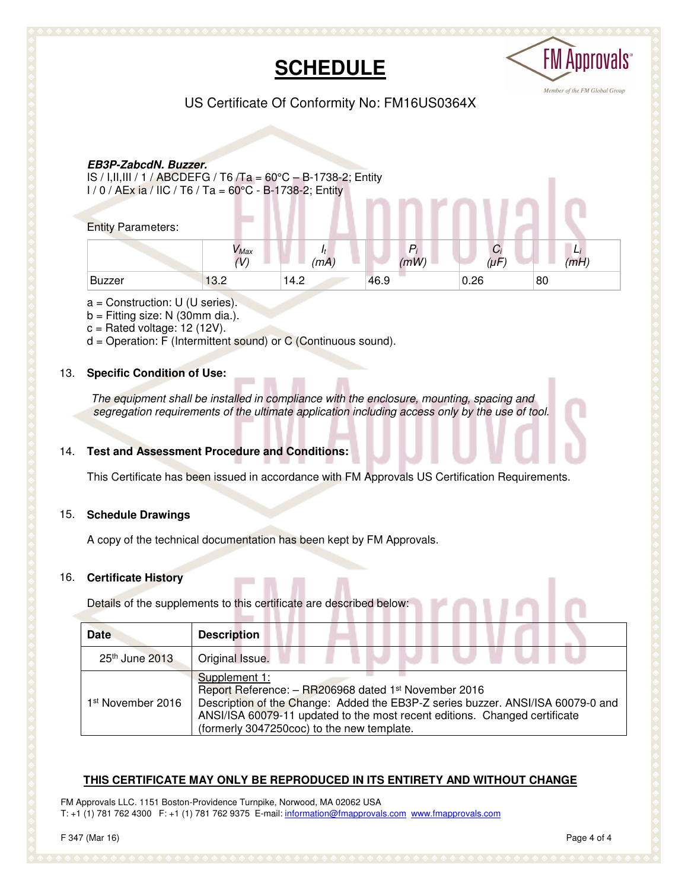# SCHEDULE

US Certificate Of Conformity No: FM16US0364X

***EB3P-ZabcdN. Buzzer.***
IS / I,II,III / 1 / ABCDEFG / T6 /Ta = 60°C – B-1738-2; Entity
I / 0 / AEx ia / IIC / T6 / Ta = 60°C - B-1738-2; Entity

Entity Parameters:

| | $V_{Max}$ *(V)* | $I_t$ *(mA)* | $P_i$ *(mW)* | $C_i$ *(μF)* | $L_i$ *(mH)* |
|---|---|---|---|---|---|
| Buzzer | 13.2 | 14.2 | 46.9 | 0.26 | 80 |

a = Construction: U (U series).
b = Fitting size: N (30mm dia.).
c = Rated voltage: 12 (12V).
d = Operation: F (Intermittent sound) or C (Continuous sound).

13. **Specific Condition of Use:**

*The equipment shall be installed in compliance with the enclosure, mounting, spacing and segregation requirements of the ultimate application including access only by the use of tool.*

14. **Test and Assessment Procedure and Conditions:**

This Certificate has been issued in accordance with FM Approvals US Certification Requirements.

15. **Schedule Drawings**

A copy of the technical documentation has been kept by FM Approvals.

16. **Certificate History**

Details of the supplements to this certificate are described below:

| **Date** | **Description** |
|---|---|
| 25th June 2013 | Original Issue. |
| 1st November 2016 | Supplement 1:<br>Report Reference: – RR206968 dated 1st November 2016<br>Description of the Change: Added the EB3P-Z series buzzer. ANSI/ISA 60079-0 and ANSI/ISA 60079-11 updated to the most recent editions. Changed certificate (formerly 3047250coc) to the new template. |

**THIS CERTIFICATE MAY ONLY BE REPRODUCED IN ITS ENTIRETY AND WITHOUT CHANGE**

FM Approvals LLC. 1151 Boston-Providence Turnpike, Norwood, MA 02062 USA
T: +1 (1) 781 762 4300 F: +1 (1) 781 762 9375 E-mail: information@fmapprovals.com www.fmapprovals.com

F 347 (Mar 16)